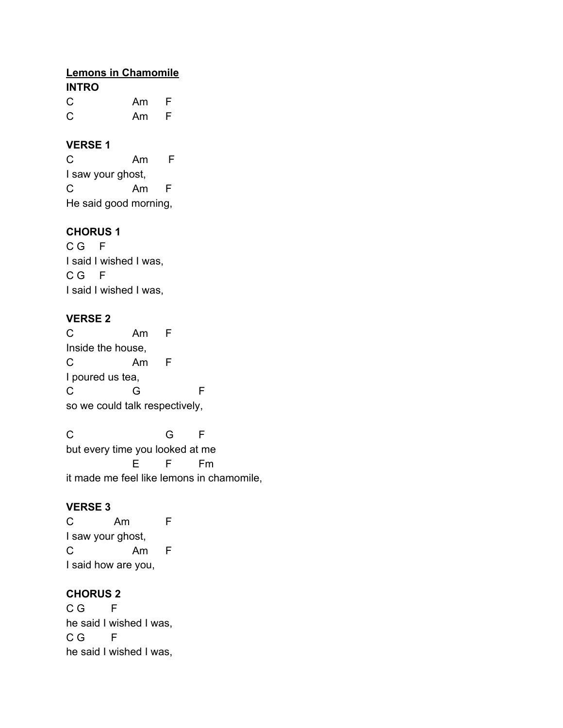**Lemons in Chamomile**

**INTRO**

```
C              Am     F
C              Am     F
```

**VERSE 1**

```
C              Am      F
I saw your ghost,
C              Am     F
He said good morning,
```

**CHORUS 1**

```
C G    F
I said I wished I was,
C G    F
I said I wished I was,
```

**VERSE 2**

```
C              Am     F
Inside the house,
C              Am     F
I poured us tea,
C              G              F
so we could talk respectively,

C                        G       F
but every time you looked at me
               E        F       Fm
it made me feel like lemons in chamomile,
```

**VERSE 3**

```
C          Am          F
I saw your ghost,
C              Am     F
I said how are you,
```

**CHORUS 2**

```
C G       F
he said I wished I was,
C G       F
he said I wished I was,
```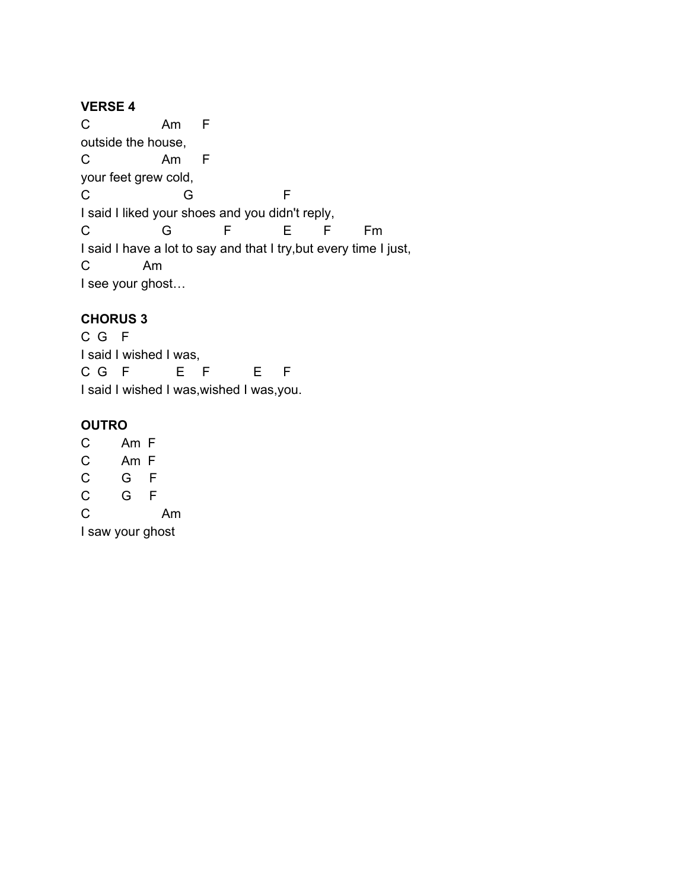**VERSE 4**

```
C               Am     F
outside the house,
C               Am     F
your feet grew cold,
C                    G                    F
I said I liked your shoes and you didn't reply,
C               G            F             E        F        Fm
I said I have a lot to say and that I try,but every time I just,
C           Am
I see your ghost…
```

**CHORUS 3**

```
C  G   F
I said I wished I was,
C  G   F          E    F          E     F
I said I wished I was,wished I was,you.
```

**OUTRO**

```
C       Am  F
C       Am  F
C       G    F
C       G    F
C               Am
I saw your ghost
```